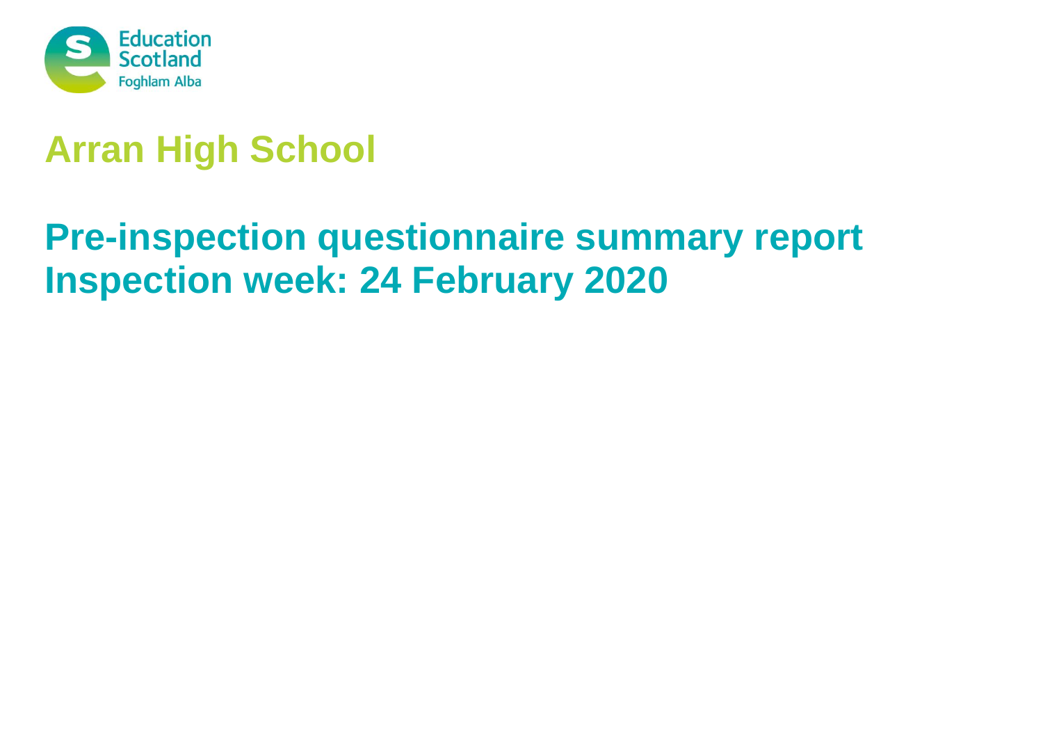Education Scotland
Foghlam Alba

# Arran High School

## Pre-inspection questionnaire summary report
## Inspection week: 24 February 2020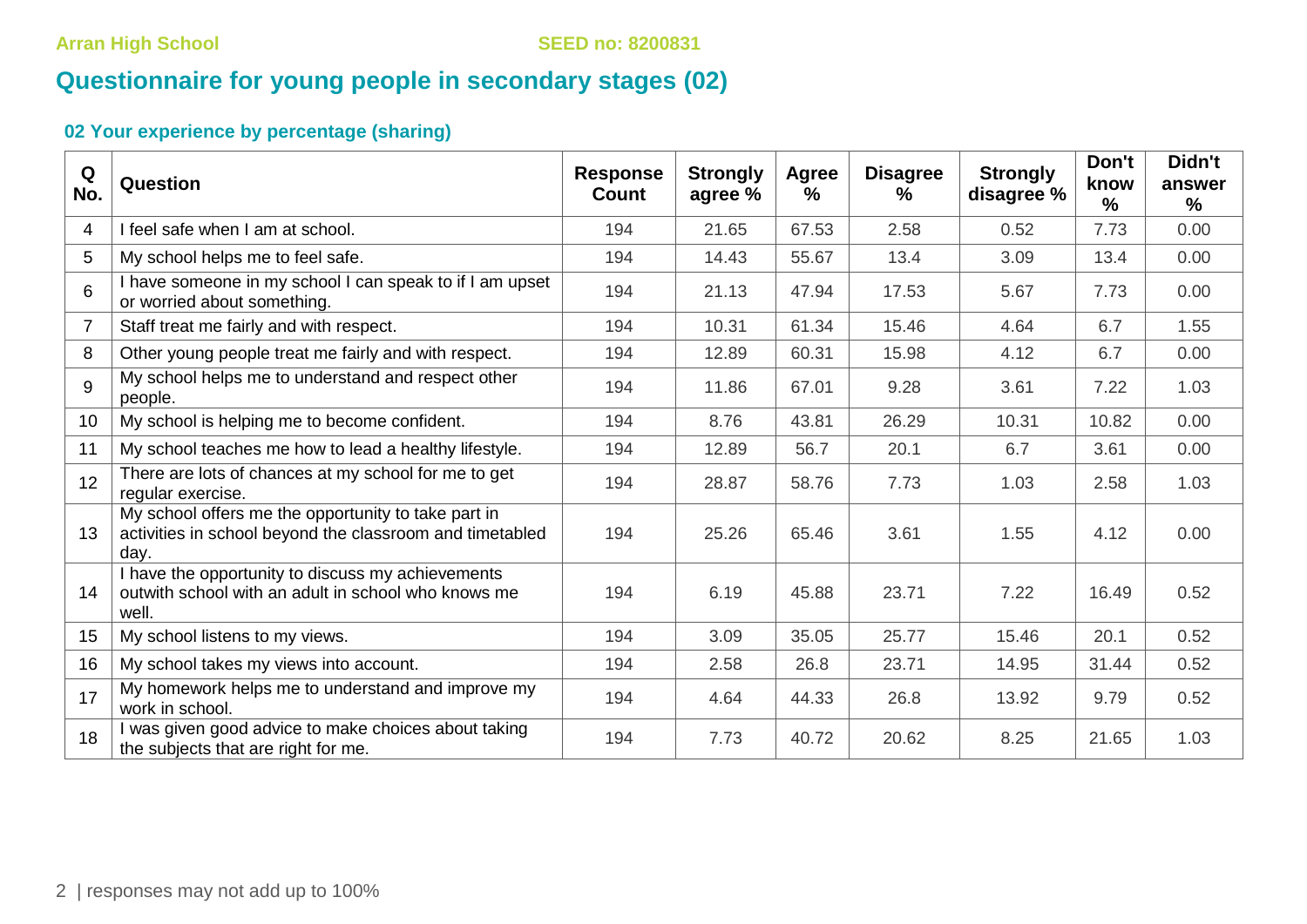Arran High School SEED no: 8200831

# Questionnaire for young people in secondary stages (02)

## 02 Your experience by percentage (sharing)

| Q No. | Question | Response Count | Strongly agree % | Agree % | Disagree % | Strongly disagree % | Don't know % | Didn't answer % |
|---|---|---|---|---|---|---|---|---|
| 4 | I feel safe when I am at school. | 194 | 21.65 | 67.53 | 2.58 | 0.52 | 7.73 | 0.00 |
| 5 | My school helps me to feel safe. | 194 | 14.43 | 55.67 | 13.4 | 3.09 | 13.4 | 0.00 |
| 6 | I have someone in my school I can speak to if I am upset or worried about something. | 194 | 21.13 | 47.94 | 17.53 | 5.67 | 7.73 | 0.00 |
| 7 | Staff treat me fairly and with respect. | 194 | 10.31 | 61.34 | 15.46 | 4.64 | 6.7 | 1.55 |
| 8 | Other young people treat me fairly and with respect. | 194 | 12.89 | 60.31 | 15.98 | 4.12 | 6.7 | 0.00 |
| 9 | My school helps me to understand and respect other people. | 194 | 11.86 | 67.01 | 9.28 | 3.61 | 7.22 | 1.03 |
| 10 | My school is helping me to become confident. | 194 | 8.76 | 43.81 | 26.29 | 10.31 | 10.82 | 0.00 |
| 11 | My school teaches me how to lead a healthy lifestyle. | 194 | 12.89 | 56.7 | 20.1 | 6.7 | 3.61 | 0.00 |
| 12 | There are lots of chances at my school for me to get regular exercise. | 194 | 28.87 | 58.76 | 7.73 | 1.03 | 2.58 | 1.03 |
| 13 | My school offers me the opportunity to take part in activities in school beyond the classroom and timetabled day. | 194 | 25.26 | 65.46 | 3.61 | 1.55 | 4.12 | 0.00 |
| 14 | I have the opportunity to discuss my achievements outwith school with an adult in school who knows me well. | 194 | 6.19 | 45.88 | 23.71 | 7.22 | 16.49 | 0.52 |
| 15 | My school listens to my views. | 194 | 3.09 | 35.05 | 25.77 | 15.46 | 20.1 | 0.52 |
| 16 | My school takes my views into account. | 194 | 2.58 | 26.8 | 23.71 | 14.95 | 31.44 | 0.52 |
| 17 | My homework helps me to understand and improve my work in school. | 194 | 4.64 | 44.33 | 26.8 | 13.92 | 9.79 | 0.52 |
| 18 | I was given good advice to make choices about taking the subjects that are right for me. | 194 | 7.73 | 40.72 | 20.62 | 8.25 | 21.65 | 1.03 |

responses may not add up to 100%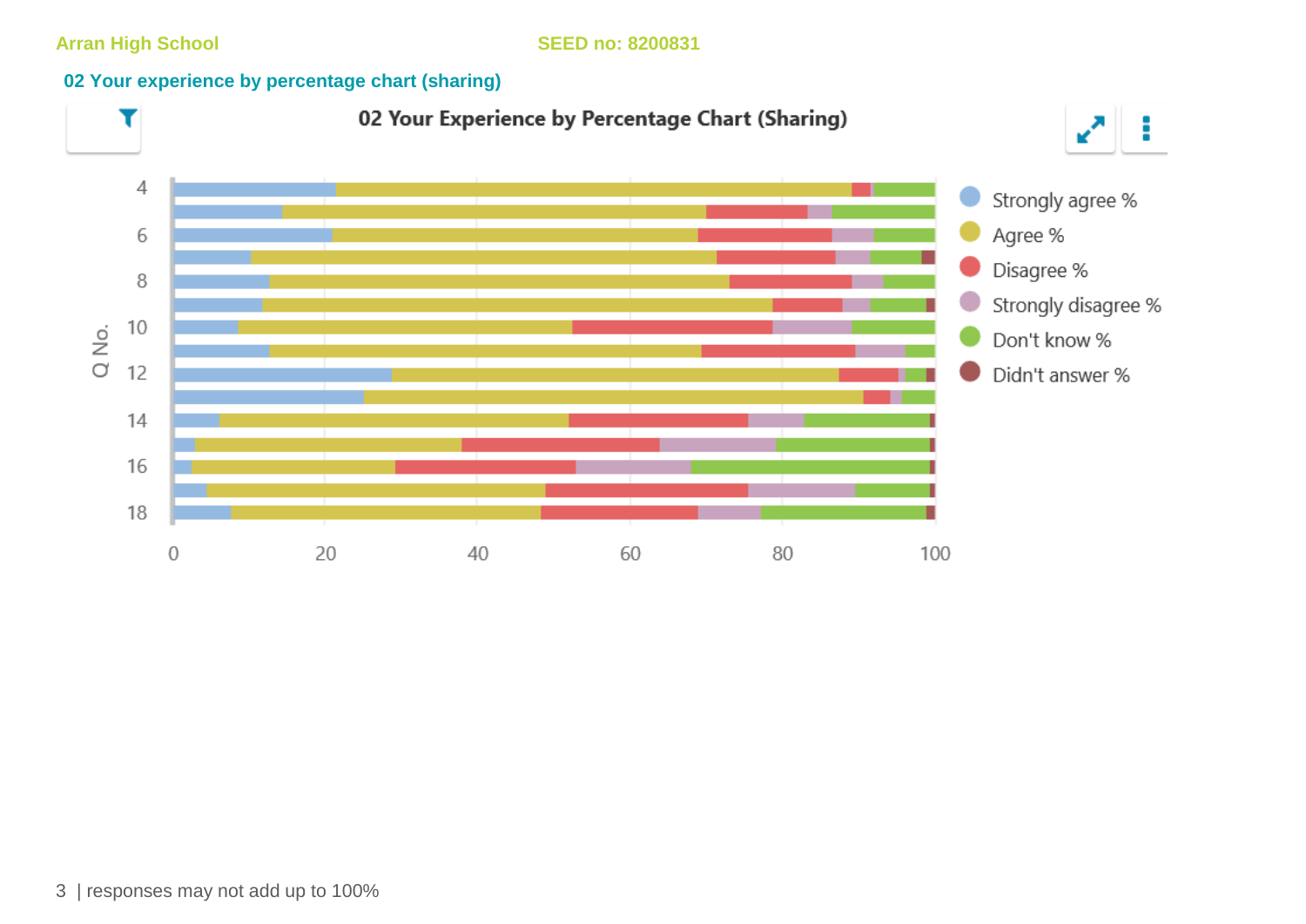Arran High School SEED no: 8200831

## 02 Your experience by percentage chart (sharing)

02 Your Experience by Percentage Chart (Sharing)

Legend: Strongly agree %, Agree %, Disagree %, Strongly disagree %, Don't know %, Didn't answer %

Q No. (4–18); x-axis: 0, 20, 40, 60, 80, 100

| responses may not add up to 100%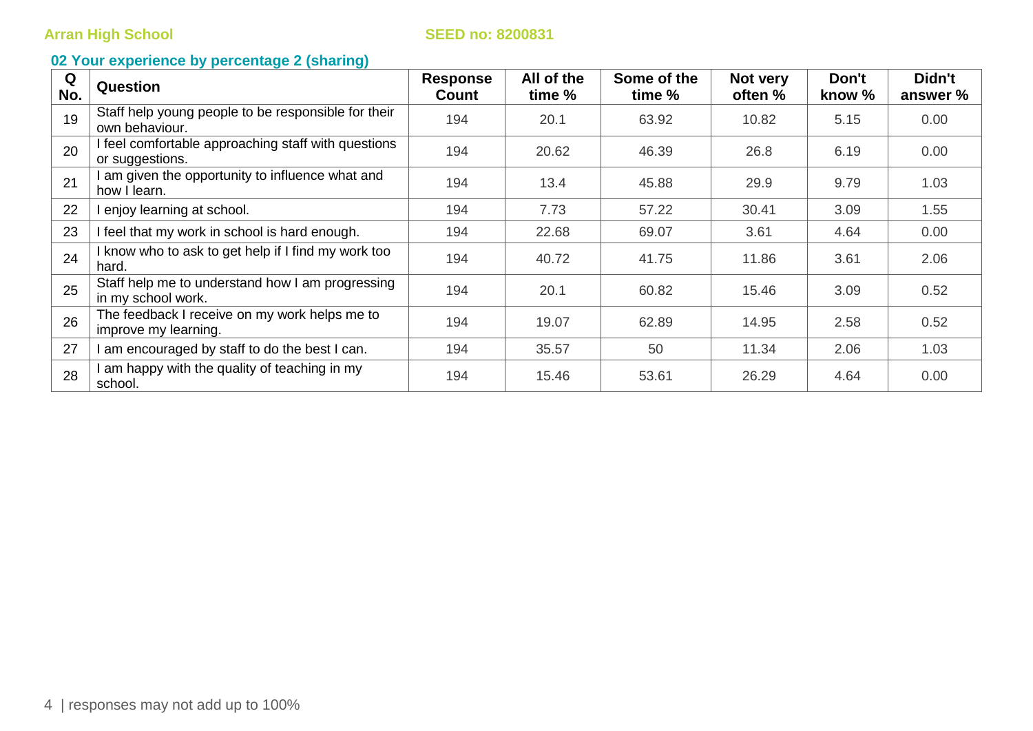Arran High School SEED no: 8200831

## 02 Your experience by percentage 2 (sharing)

| Q No. | Question | Response Count | All of the time % | Some of the time % | Not very often % | Don't know % | Didn't answer % |
|---|---|---|---|---|---|---|---|
| 19 | Staff help young people to be responsible for their own behaviour. | 194 | 20.1 | 63.92 | 10.82 | 5.15 | 0.00 |
| 20 | I feel comfortable approaching staff with questions or suggestions. | 194 | 20.62 | 46.39 | 26.8 | 6.19 | 0.00 |
| 21 | I am given the opportunity to influence what and how I learn. | 194 | 13.4 | 45.88 | 29.9 | 9.79 | 1.03 |
| 22 | I enjoy learning at school. | 194 | 7.73 | 57.22 | 30.41 | 3.09 | 1.55 |
| 23 | I feel that my work in school is hard enough. | 194 | 22.68 | 69.07 | 3.61 | 4.64 | 0.00 |
| 24 | I know who to ask to get help if I find my work too hard. | 194 | 40.72 | 41.75 | 11.86 | 3.61 | 2.06 |
| 25 | Staff help me to understand how I am progressing in my school work. | 194 | 20.1 | 60.82 | 15.46 | 3.09 | 0.52 |
| 26 | The feedback I receive on my work helps me to improve my learning. | 194 | 19.07 | 62.89 | 14.95 | 2.58 | 0.52 |
| 27 | I am encouraged by staff to do the best I can. | 194 | 35.57 | 50 | 11.34 | 2.06 | 1.03 |
| 28 | I am happy with the quality of teaching in my school. | 194 | 15.46 | 53.61 | 26.29 | 4.64 | 0.00 |

responses may not add up to 100%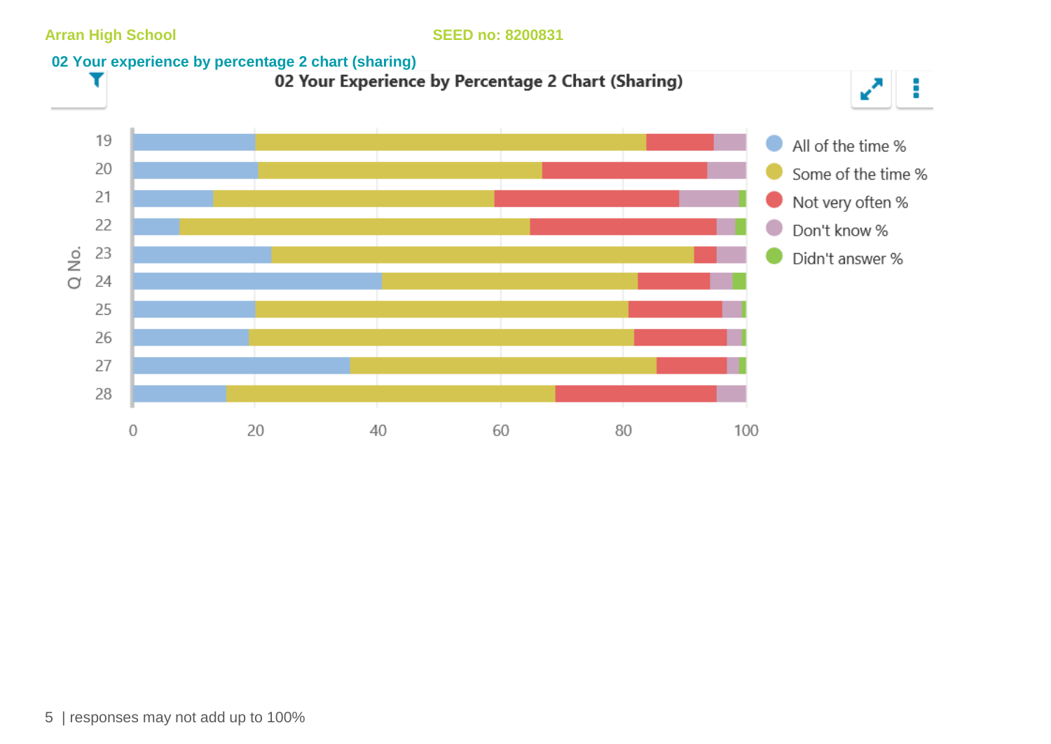Arran High School SEED no: 8200831

## 02 Your experience by percentage 2 chart (sharing)

02 Your Experience by Percentage 2 Chart (Sharing)

responses may not add up to 100%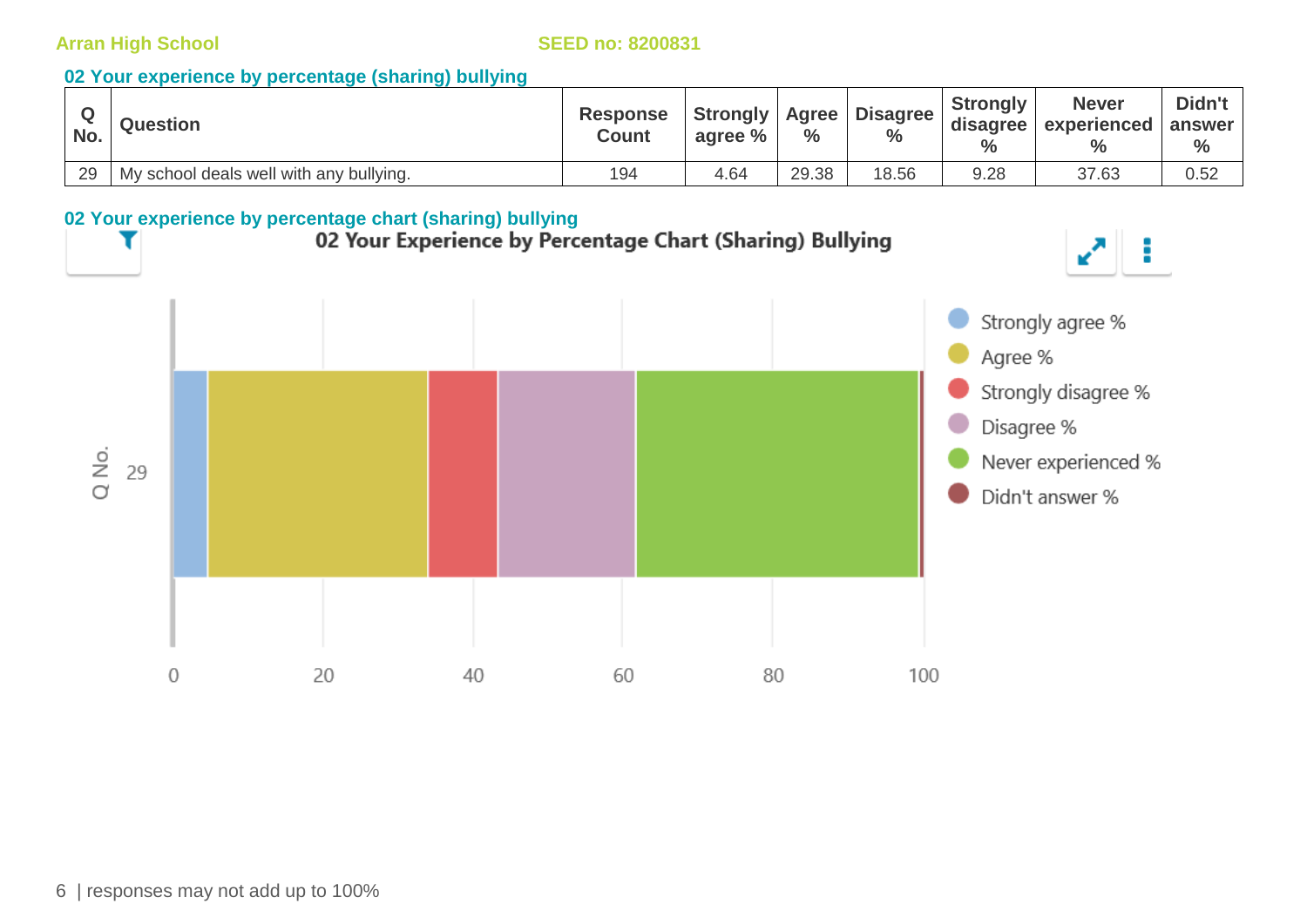Arran High School SEED no: 8200831

## 02 Your experience by percentage (sharing) bullying

| Q No. | Question | Response Count | Strongly agree % | Agree % | Disagree % | Strongly disagree % | Never experienced % | Didn't answer % |
|---|---|---|---|---|---|---|---|---|
| 29 | My school deals well with any bullying. | 194 | 4.64 | 29.38 | 18.56 | 9.28 | 37.63 | 0.52 |

## 02 Your experience by percentage chart (sharing) bullying

02 Your Experience by Percentage Chart (Sharing) Bullying

Strongly agree %
Agree %
Strongly disagree %
Disagree %
Never experienced %
Didn't answer %

Q No. 29

0 20 40 60 80 100

responses may not add up to 100%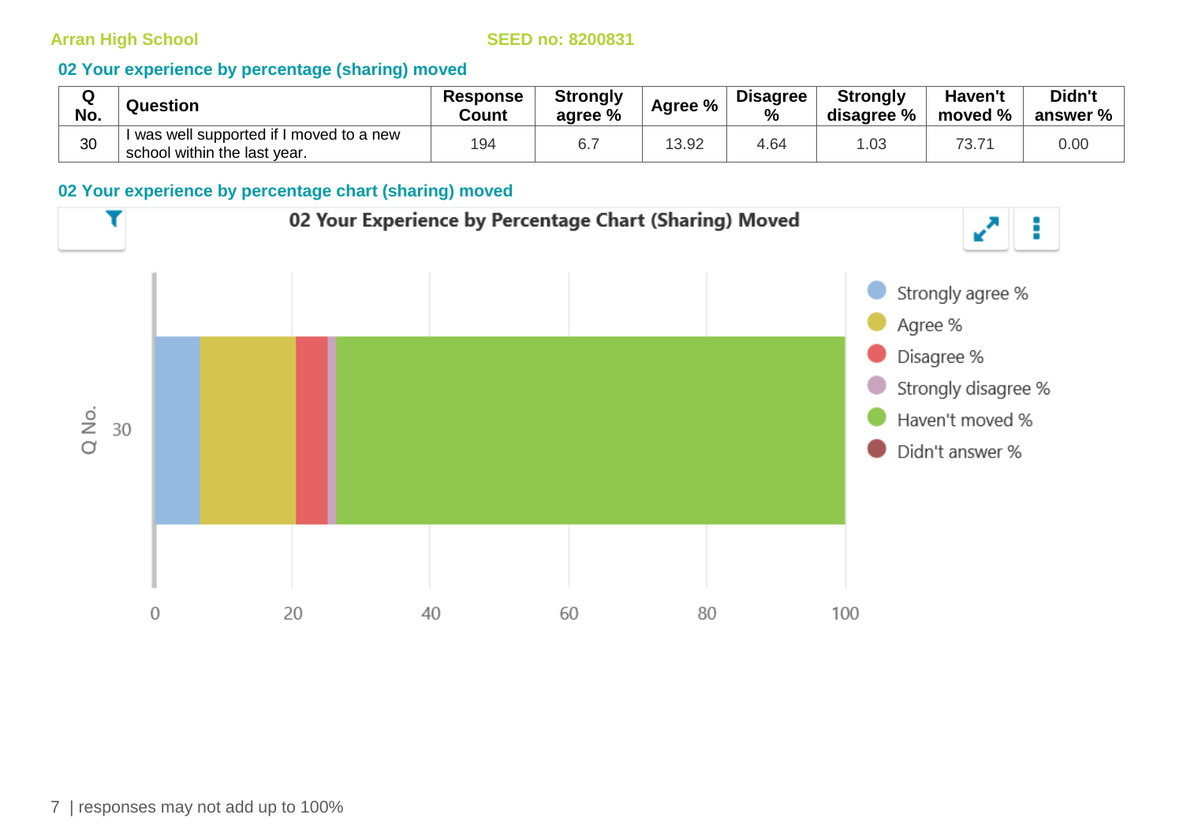Arran High School SEED no: 8200831

## 02 Your experience by percentage (sharing) moved

| Q No. | Question | Response Count | Strongly agree % | Agree % | Disagree % | Strongly disagree % | Haven't moved % | Didn't answer % |
|---|---|---|---|---|---|---|---|---|
| 30 | I was well supported if I moved to a new school within the last year. | 194 | 6.7 | 13.92 | 4.64 | 1.03 | 73.71 | 0.00 |

## 02 Your experience by percentage chart (sharing) moved

02 Your Experience by Percentage Chart (Sharing) Moved

responses may not add up to 100%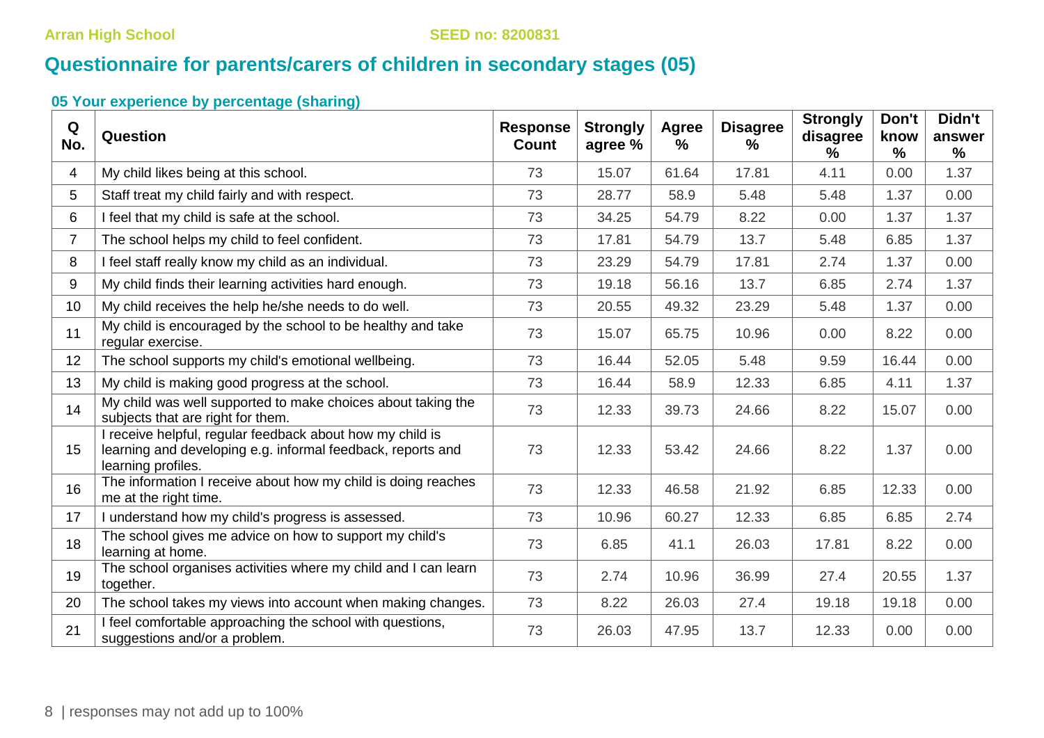## Questionnaire for parents/carers of children in secondary stages (05)

### 05 Your experience by percentage (sharing)

| Q No. | Question | Response Count | Strongly agree % | Agree % | Disagree % | Strongly disagree % | Don't know % | Didn't answer % |
|---|---|---|---|---|---|---|---|---|
| 4 | My child likes being at this school. | 73 | 15.07 | 61.64 | 17.81 | 4.11 | 0.00 | 1.37 |
| 5 | Staff treat my child fairly and with respect. | 73 | 28.77 | 58.9 | 5.48 | 5.48 | 1.37 | 0.00 |
| 6 | I feel that my child is safe at the school. | 73 | 34.25 | 54.79 | 8.22 | 0.00 | 1.37 | 1.37 |
| 7 | The school helps my child to feel confident. | 73 | 17.81 | 54.79 | 13.7 | 5.48 | 6.85 | 1.37 |
| 8 | I feel staff really know my child as an individual. | 73 | 23.29 | 54.79 | 17.81 | 2.74 | 1.37 | 0.00 |
| 9 | My child finds their learning activities hard enough. | 73 | 19.18 | 56.16 | 13.7 | 6.85 | 2.74 | 1.37 |
| 10 | My child receives the help he/she needs to do well. | 73 | 20.55 | 49.32 | 23.29 | 5.48 | 1.37 | 0.00 |
| 11 | My child is encouraged by the school to be healthy and take regular exercise. | 73 | 15.07 | 65.75 | 10.96 | 0.00 | 8.22 | 0.00 |
| 12 | The school supports my child's emotional wellbeing. | 73 | 16.44 | 52.05 | 5.48 | 9.59 | 16.44 | 0.00 |
| 13 | My child is making good progress at the school. | 73 | 16.44 | 58.9 | 12.33 | 6.85 | 4.11 | 1.37 |
| 14 | My child was well supported to make choices about taking the subjects that are right for them. | 73 | 12.33 | 39.73 | 24.66 | 8.22 | 15.07 | 0.00 |
| 15 | I receive helpful, regular feedback about how my child is learning and developing e.g. informal feedback, reports and learning profiles. | 73 | 12.33 | 53.42 | 24.66 | 8.22 | 1.37 | 0.00 |
| 16 | The information I receive about how my child is doing reaches me at the right time. | 73 | 12.33 | 46.58 | 21.92 | 6.85 | 12.33 | 0.00 |
| 17 | I understand how my child's progress is assessed. | 73 | 10.96 | 60.27 | 12.33 | 6.85 | 6.85 | 2.74 |
| 18 | The school gives me advice on how to support my child's learning at home. | 73 | 6.85 | 41.1 | 26.03 | 17.81 | 8.22 | 0.00 |
| 19 | The school organises activities where my child and I can learn together. | 73 | 2.74 | 10.96 | 36.99 | 27.4 | 20.55 | 1.37 |
| 20 | The school takes my views into account when making changes. | 73 | 8.22 | 26.03 | 27.4 | 19.18 | 19.18 | 0.00 |
| 21 | I feel comfortable approaching the school with questions, suggestions and/or a problem. | 73 | 26.03 | 47.95 | 13.7 | 12.33 | 0.00 | 0.00 |

responses may not add up to 100%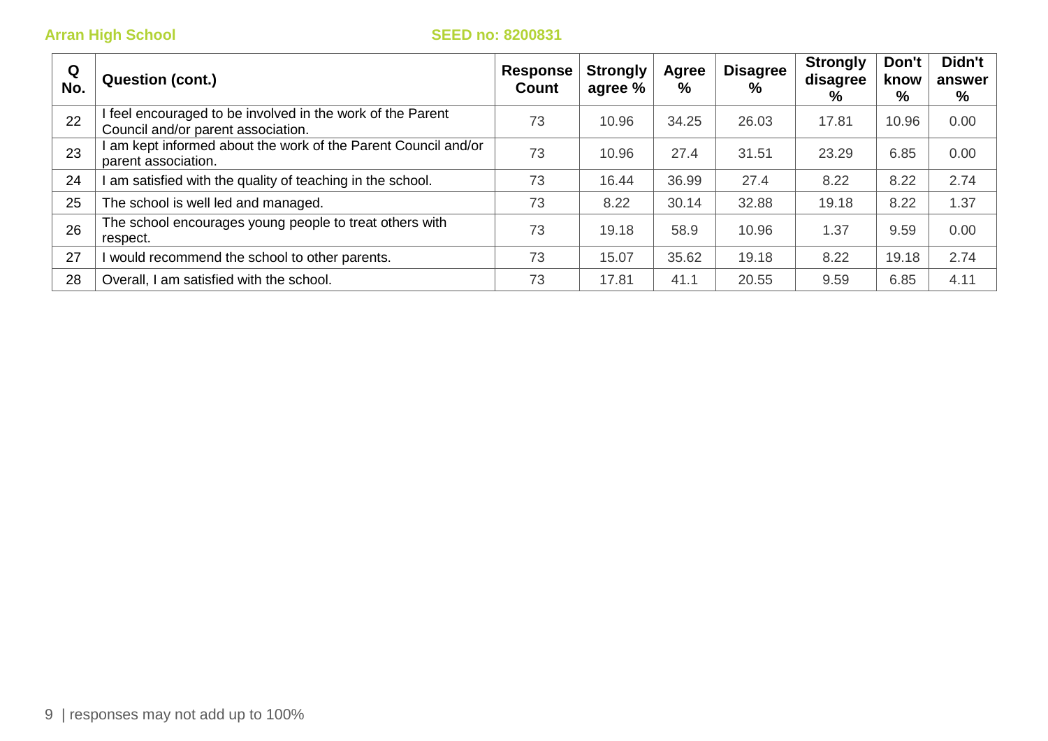| Q No. | Question (cont.) | Response Count | Strongly agree % | Agree % | Disagree % | Strongly disagree % | Don't know % | Didn't answer % |
|---|---|---|---|---|---|---|---|---|
| 22 | I feel encouraged to be involved in the work of the Parent Council and/or parent association. | 73 | 10.96 | 34.25 | 26.03 | 17.81 | 10.96 | 0.00 |
| 23 | I am kept informed about the work of the Parent Council and/or parent association. | 73 | 10.96 | 27.4 | 31.51 | 23.29 | 6.85 | 0.00 |
| 24 | I am satisfied with the quality of teaching in the school. | 73 | 16.44 | 36.99 | 27.4 | 8.22 | 8.22 | 2.74 |
| 25 | The school is well led and managed. | 73 | 8.22 | 30.14 | 32.88 | 19.18 | 8.22 | 1.37 |
| 26 | The school encourages young people to treat others with respect. | 73 | 19.18 | 58.9 | 10.96 | 1.37 | 9.59 | 0.00 |
| 27 | I would recommend the school to other parents. | 73 | 15.07 | 35.62 | 19.18 | 8.22 | 19.18 | 2.74 |
| 28 | Overall, I am satisfied with the school. | 73 | 17.81 | 41.1 | 20.55 | 9.59 | 6.85 | 4.11 |

responses may not add up to 100%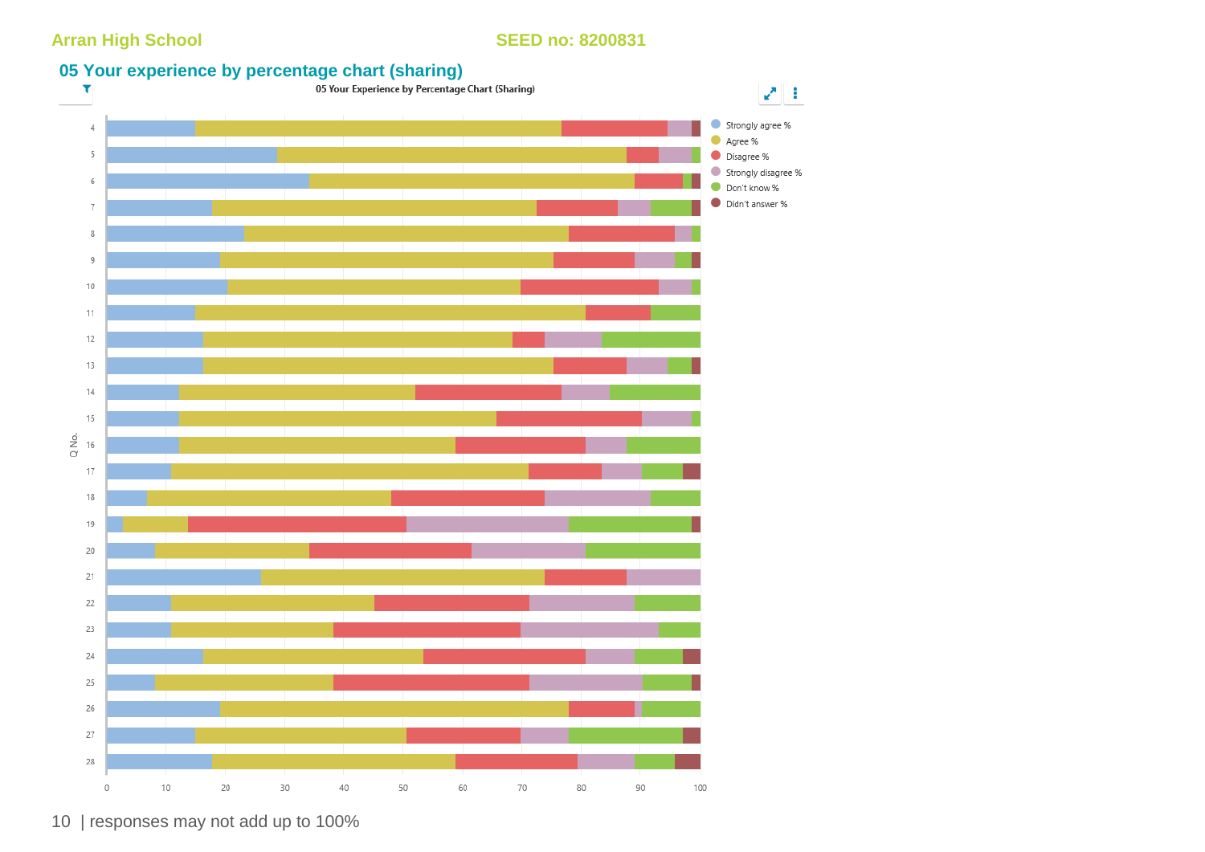Arran High School SEED no: 8200831

## 05 Your experience by percentage chart (sharing)

05 Your Experience by Percentage Chart (Sharing)

Legend: Strongly agree %, Agree %, Disagree %, Strongly disagree %, Don't know %, Didn't answer %

Q No.: 4, 5, 6, 7, 8, 9, 10, 11, 12, 13, 14, 15, 16, 17, 18, 19, 20, 21, 22, 23, 24, 25, 26, 27, 28

X-axis: 0, 10, 20, 30, 40, 50, 60, 70, 80, 90, 100

| responses may not add up to 100%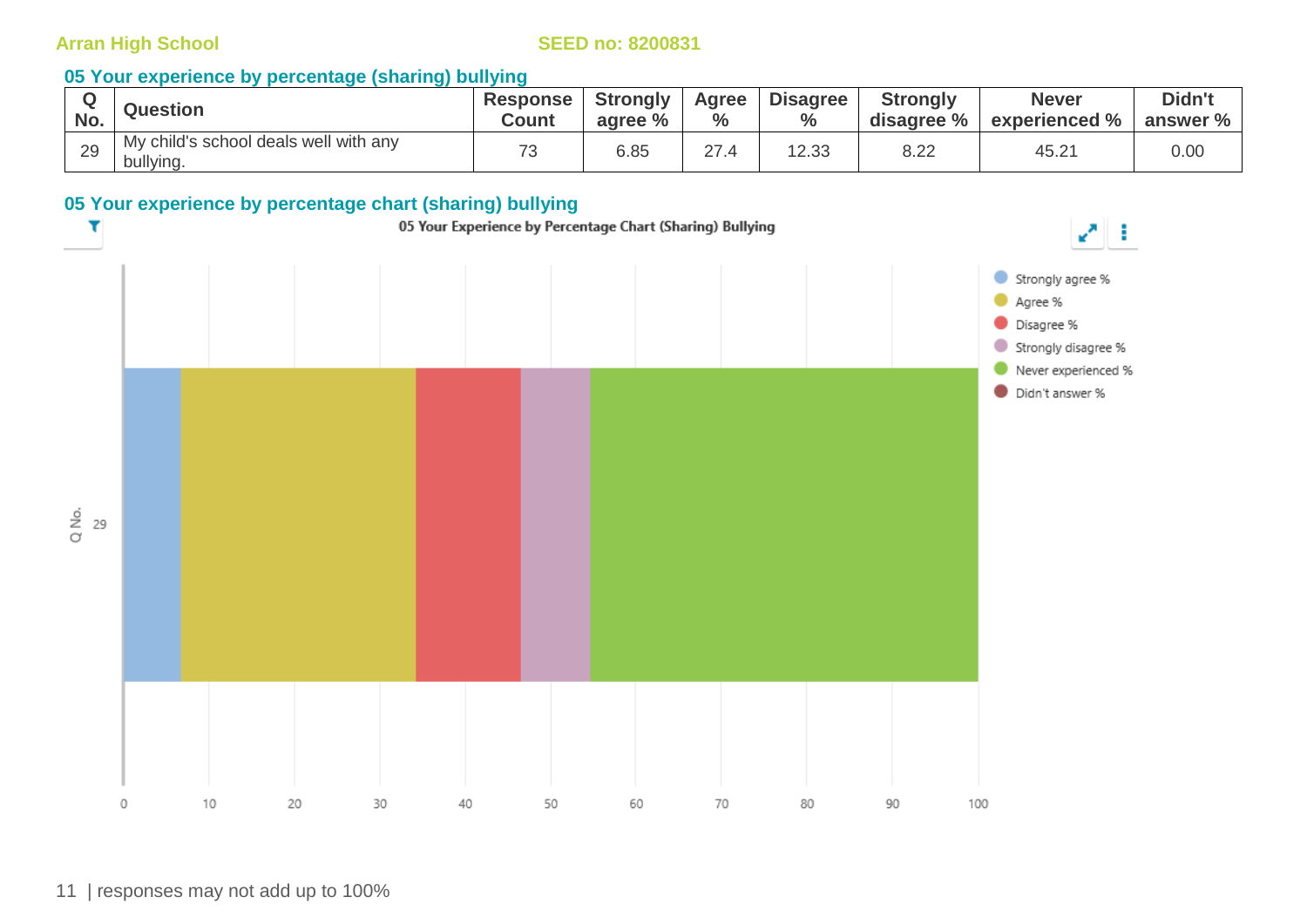## 05 Your experience by percentage (sharing) bullying

| Q No. | Question | Response Count | Strongly agree % | Agree % | Disagree % | Strongly disagree % | Never experienced % | Didn't answer % |
|---|---|---|---|---|---|---|---|---|
| 29 | My child's school deals well with any bullying. | 73 | 6.85 | 27.4 | 12.33 | 8.22 | 45.21 | 0.00 |

## 05 Your experience by percentage chart (sharing) bullying

05 Your Experience by Percentage Chart (Sharing) Bullying

responses may not add up to 100%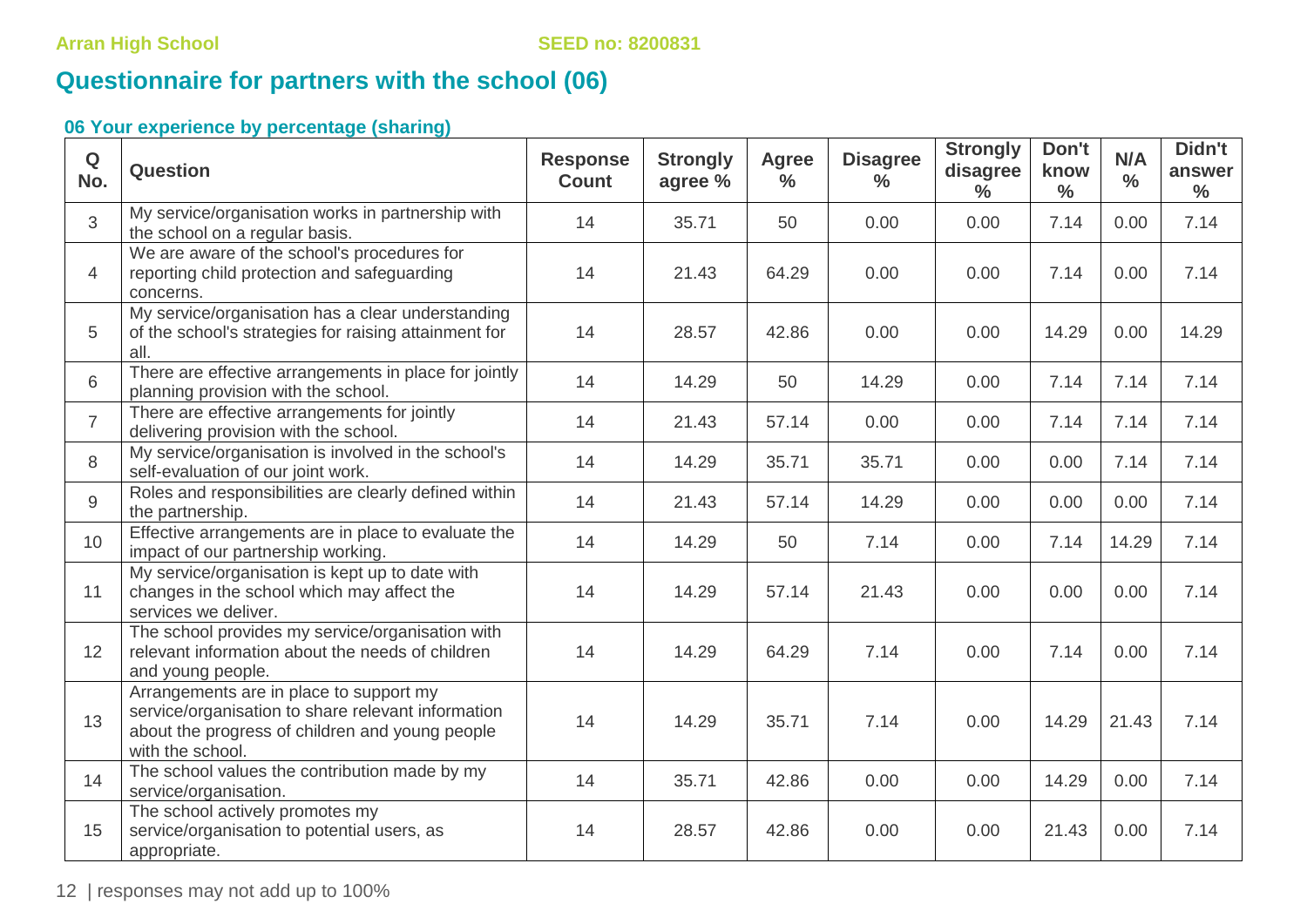## Questionnaire for partners with the school (06)

### 06 Your experience by percentage (sharing)

| Q No. | Question | Response Count | Strongly agree % | Agree % | Disagree % | Strongly disagree % | Don't know % | N/A % | Didn't answer % |
|---|---|---|---|---|---|---|---|---|---|
| 3 | My service/organisation works in partnership with the school on a regular basis. | 14 | 35.71 | 50 | 0.00 | 0.00 | 7.14 | 0.00 | 7.14 |
| 4 | We are aware of the school's procedures for reporting child protection and safeguarding concerns. | 14 | 21.43 | 64.29 | 0.00 | 0.00 | 7.14 | 0.00 | 7.14 |
| 5 | My service/organisation has a clear understanding of the school's strategies for raising attainment for all. | 14 | 28.57 | 42.86 | 0.00 | 0.00 | 14.29 | 0.00 | 14.29 |
| 6 | There are effective arrangements in place for jointly planning provision with the school. | 14 | 14.29 | 50 | 14.29 | 0.00 | 7.14 | 7.14 | 7.14 |
| 7 | There are effective arrangements for jointly delivering provision with the school. | 14 | 21.43 | 57.14 | 0.00 | 0.00 | 7.14 | 7.14 | 7.14 |
| 8 | My service/organisation is involved in the school's self-evaluation of our joint work. | 14 | 14.29 | 35.71 | 35.71 | 0.00 | 0.00 | 7.14 | 7.14 |
| 9 | Roles and responsibilities are clearly defined within the partnership. | 14 | 21.43 | 57.14 | 14.29 | 0.00 | 0.00 | 0.00 | 7.14 |
| 10 | Effective arrangements are in place to evaluate the impact of our partnership working. | 14 | 14.29 | 50 | 7.14 | 0.00 | 7.14 | 14.29 | 7.14 |
| 11 | My service/organisation is kept up to date with changes in the school which may affect the services we deliver. | 14 | 14.29 | 57.14 | 21.43 | 0.00 | 0.00 | 0.00 | 7.14 |
| 12 | The school provides my service/organisation with relevant information about the needs of children and young people. | 14 | 14.29 | 64.29 | 7.14 | 0.00 | 7.14 | 0.00 | 7.14 |
| 13 | Arrangements are in place to support my service/organisation to share relevant information about the progress of children and young people with the school. | 14 | 14.29 | 35.71 | 7.14 | 0.00 | 14.29 | 21.43 | 7.14 |
| 14 | The school values the contribution made by my service/organisation. | 14 | 35.71 | 42.86 | 0.00 | 0.00 | 14.29 | 0.00 | 7.14 |
| 15 | The school actively promotes my service/organisation to potential users, as appropriate. | 14 | 28.57 | 42.86 | 0.00 | 0.00 | 21.43 | 0.00 | 7.14 |

responses may not add up to 100%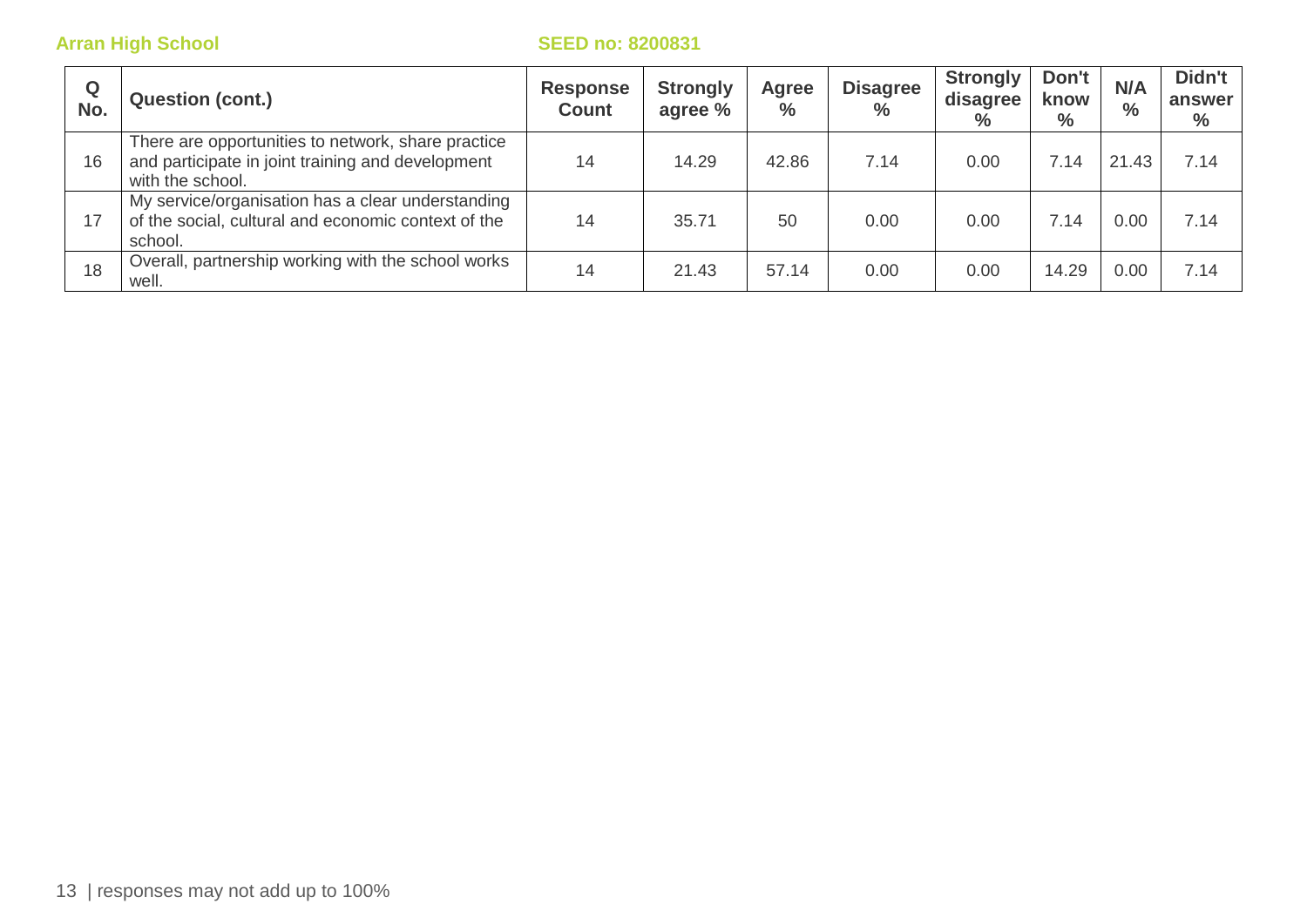| Q No. | Question (cont.) | Response Count | Strongly agree % | Agree % | Disagree % | Strongly disagree % | Don't know % | N/A % | Didn't answer % |
|---|---|---|---|---|---|---|---|---|---|
| 16 | There are opportunities to network, share practice and participate in joint training and development with the school. | 14 | 14.29 | 42.86 | 7.14 | 0.00 | 7.14 | 21.43 | 7.14 |
| 17 | My service/organisation has a clear understanding of the social, cultural and economic context of the school. | 14 | 35.71 | 50 | 0.00 | 0.00 | 7.14 | 0.00 | 7.14 |
| 18 | Overall, partnership working with the school works well. | 14 | 21.43 | 57.14 | 0.00 | 0.00 | 14.29 | 0.00 | 7.14 |

responses may not add up to 100%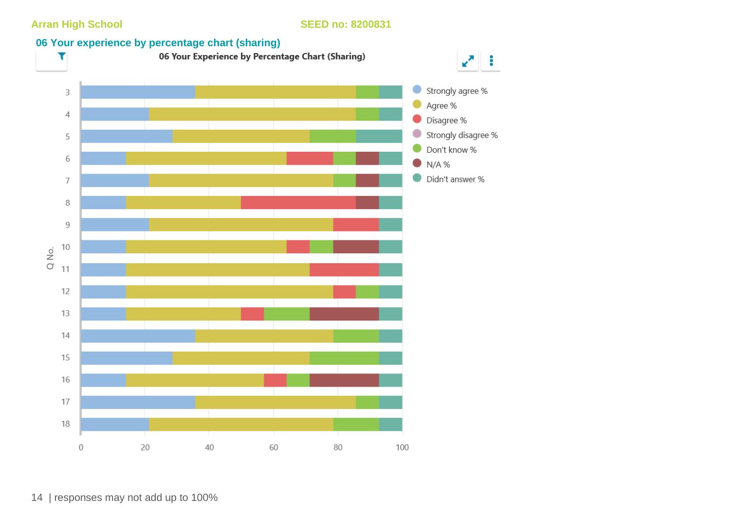Arran High School SEED no: 8200831

## 06 Your experience by percentage chart (sharing)

06 Your Experience by Percentage Chart (Sharing)

Q No.: 3, 4, 5, 6, 7, 8, 9, 10, 11, 12, 13, 14, 15, 16, 17, 18

0 20 40 60 80 100

Strongly agree %
Agree %
Disagree %
Strongly disagree %
Don't know %
N/A %
Didn't answer %

| responses may not add up to 100%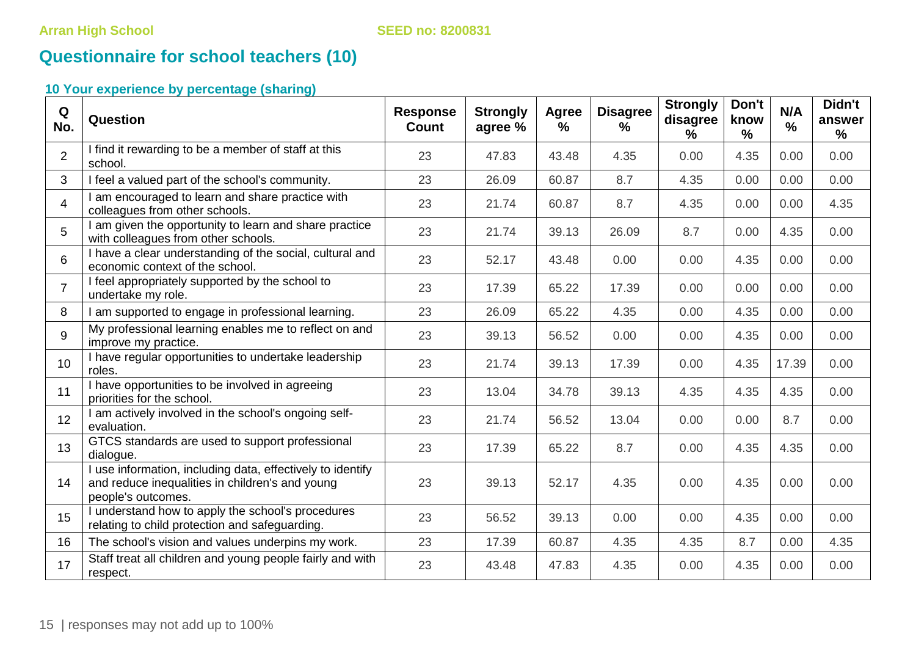## Questionnaire for school teachers (10)

### 10 Your experience by percentage (sharing)

| Q No. | Question | Response Count | Strongly agree % | Agree % | Disagree % | Strongly disagree % | Don't know % | N/A % | Didn't answer % |
|---|---|---|---|---|---|---|---|---|---|
| 2 | I find it rewarding to be a member of staff at this school. | 23 | 47.83 | 43.48 | 4.35 | 0.00 | 4.35 | 0.00 | 0.00 |
| 3 | I feel a valued part of the school's community. | 23 | 26.09 | 60.87 | 8.7 | 4.35 | 0.00 | 0.00 | 0.00 |
| 4 | I am encouraged to learn and share practice with colleagues from other schools. | 23 | 21.74 | 60.87 | 8.7 | 4.35 | 0.00 | 0.00 | 4.35 |
| 5 | I am given the opportunity to learn and share practice with colleagues from other schools. | 23 | 21.74 | 39.13 | 26.09 | 8.7 | 0.00 | 4.35 | 0.00 |
| 6 | I have a clear understanding of the social, cultural and economic context of the school. | 23 | 52.17 | 43.48 | 0.00 | 0.00 | 4.35 | 0.00 | 0.00 |
| 7 | I feel appropriately supported by the school to undertake my role. | 23 | 17.39 | 65.22 | 17.39 | 0.00 | 0.00 | 0.00 | 0.00 |
| 8 | I am supported to engage in professional learning. | 23 | 26.09 | 65.22 | 4.35 | 0.00 | 4.35 | 0.00 | 0.00 |
| 9 | My professional learning enables me to reflect on and improve my practice. | 23 | 39.13 | 56.52 | 0.00 | 0.00 | 4.35 | 0.00 | 0.00 |
| 10 | I have regular opportunities to undertake leadership roles. | 23 | 21.74 | 39.13 | 17.39 | 0.00 | 4.35 | 17.39 | 0.00 |
| 11 | I have opportunities to be involved in agreeing priorities for the school. | 23 | 13.04 | 34.78 | 39.13 | 4.35 | 4.35 | 4.35 | 0.00 |
| 12 | I am actively involved in the school's ongoing self-evaluation. | 23 | 21.74 | 56.52 | 13.04 | 0.00 | 0.00 | 8.7 | 0.00 |
| 13 | GTCS standards are used to support professional dialogue. | 23 | 17.39 | 65.22 | 8.7 | 0.00 | 4.35 | 4.35 | 0.00 |
| 14 | I use information, including data, effectively to identify and reduce inequalities in children's and young people's outcomes. | 23 | 39.13 | 52.17 | 4.35 | 0.00 | 4.35 | 0.00 | 0.00 |
| 15 | I understand how to apply the school's procedures relating to child protection and safeguarding. | 23 | 56.52 | 39.13 | 0.00 | 0.00 | 4.35 | 0.00 | 0.00 |
| 16 | The school's vision and values underpins my work. | 23 | 17.39 | 60.87 | 4.35 | 4.35 | 8.7 | 0.00 | 4.35 |
| 17 | Staff treat all children and young people fairly and with respect. | 23 | 43.48 | 47.83 | 4.35 | 0.00 | 4.35 | 0.00 | 0.00 |

responses may not add up to 100%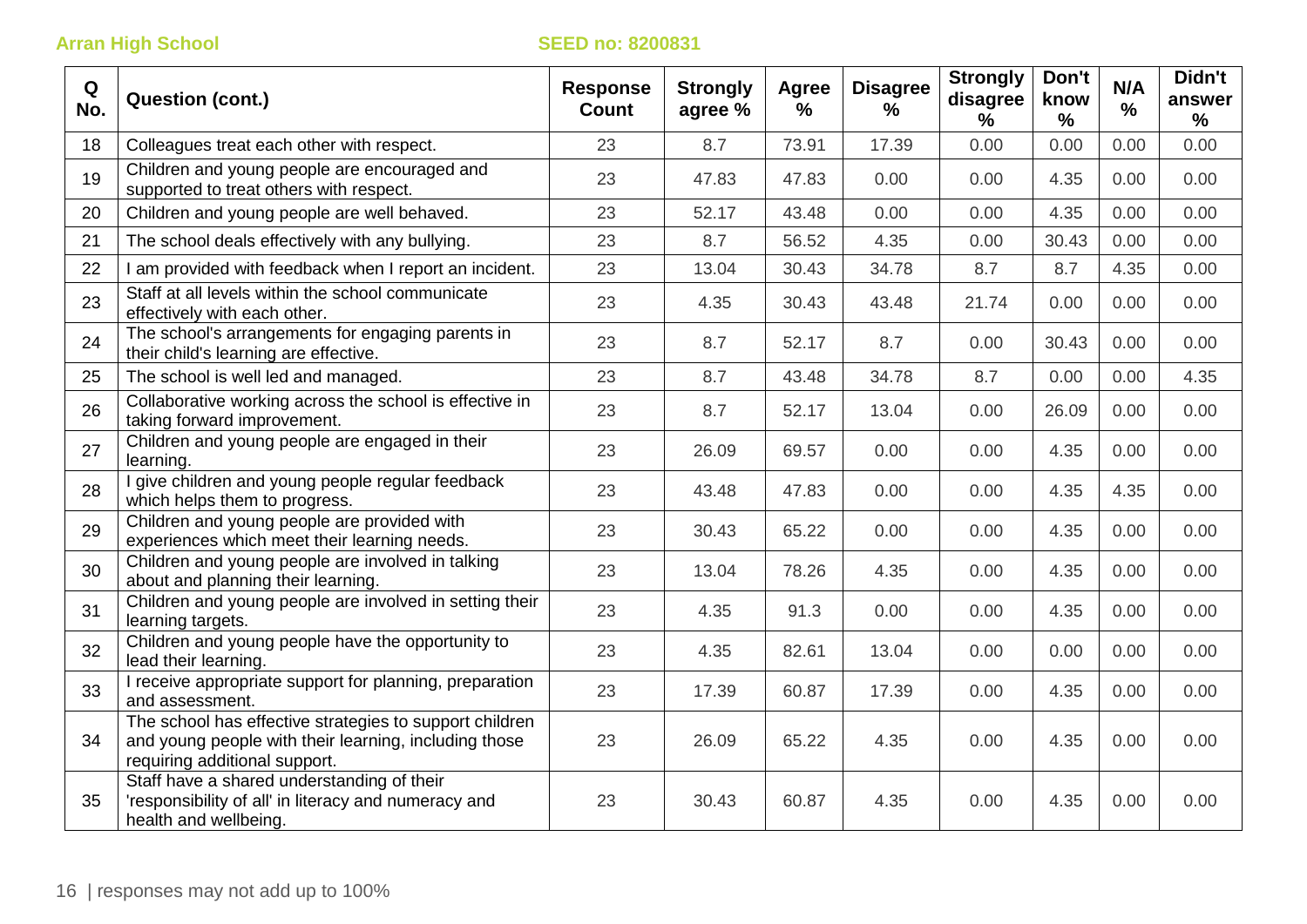Arran High School SEED no: 8200831

| Q No. | Question (cont.) | Response Count | Strongly agree % | Agree % | Disagree % | Strongly disagree % | Don't know % | N/A % | Didn't answer % |
|---|---|---|---|---|---|---|---|---|---|
| 18 | Colleagues treat each other with respect. | 23 | 8.7 | 73.91 | 17.39 | 0.00 | 0.00 | 0.00 | 0.00 |
| 19 | Children and young people are encouraged and supported to treat others with respect. | 23 | 47.83 | 47.83 | 0.00 | 0.00 | 4.35 | 0.00 | 0.00 |
| 20 | Children and young people are well behaved. | 23 | 52.17 | 43.48 | 0.00 | 0.00 | 4.35 | 0.00 | 0.00 |
| 21 | The school deals effectively with any bullying. | 23 | 8.7 | 56.52 | 4.35 | 0.00 | 30.43 | 0.00 | 0.00 |
| 22 | I am provided with feedback when I report an incident. | 23 | 13.04 | 30.43 | 34.78 | 8.7 | 8.7 | 4.35 | 0.00 |
| 23 | Staff at all levels within the school communicate effectively with each other. | 23 | 4.35 | 30.43 | 43.48 | 21.74 | 0.00 | 0.00 | 0.00 |
| 24 | The school's arrangements for engaging parents in their child's learning are effective. | 23 | 8.7 | 52.17 | 8.7 | 0.00 | 30.43 | 0.00 | 0.00 |
| 25 | The school is well led and managed. | 23 | 8.7 | 43.48 | 34.78 | 8.7 | 0.00 | 0.00 | 4.35 |
| 26 | Collaborative working across the school is effective in taking forward improvement. | 23 | 8.7 | 52.17 | 13.04 | 0.00 | 26.09 | 0.00 | 0.00 |
| 27 | Children and young people are engaged in their learning. | 23 | 26.09 | 69.57 | 0.00 | 0.00 | 4.35 | 0.00 | 0.00 |
| 28 | I give children and young people regular feedback which helps them to progress. | 23 | 43.48 | 47.83 | 0.00 | 0.00 | 4.35 | 4.35 | 0.00 |
| 29 | Children and young people are provided with experiences which meet their learning needs. | 23 | 30.43 | 65.22 | 0.00 | 0.00 | 4.35 | 0.00 | 0.00 |
| 30 | Children and young people are involved in talking about and planning their learning. | 23 | 13.04 | 78.26 | 4.35 | 0.00 | 4.35 | 0.00 | 0.00 |
| 31 | Children and young people are involved in setting their learning targets. | 23 | 4.35 | 91.3 | 0.00 | 0.00 | 4.35 | 0.00 | 0.00 |
| 32 | Children and young people have the opportunity to lead their learning. | 23 | 4.35 | 82.61 | 13.04 | 0.00 | 0.00 | 0.00 | 0.00 |
| 33 | I receive appropriate support for planning, preparation and assessment. | 23 | 17.39 | 60.87 | 17.39 | 0.00 | 4.35 | 0.00 | 0.00 |
| 34 | The school has effective strategies to support children and young people with their learning, including those requiring additional support. | 23 | 26.09 | 65.22 | 4.35 | 0.00 | 4.35 | 0.00 | 0.00 |
| 35 | Staff have a shared understanding of their 'responsibility of all' in literacy and numeracy and health and wellbeing. | 23 | 30.43 | 60.87 | 4.35 | 0.00 | 4.35 | 0.00 | 0.00 |

responses may not add up to 100%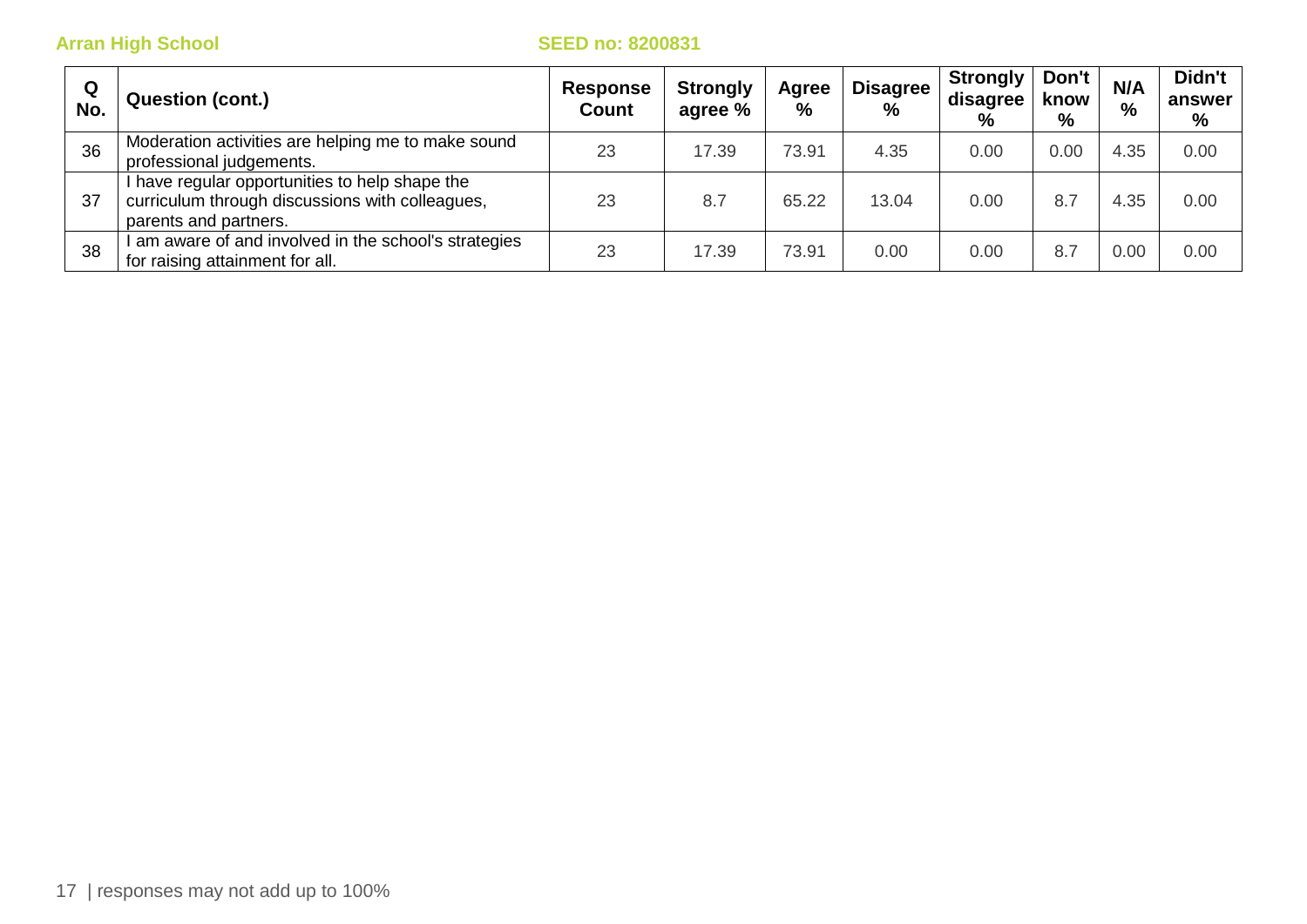Arran High School SEED no: 8200831

| Q No. | Question (cont.) | Response Count | Strongly agree % | Agree % | Disagree % | Strongly disagree % | Don't know % | N/A % | Didn't answer % |
|---|---|---|---|---|---|---|---|---|---|
| 36 | Moderation activities are helping me to make sound professional judgements. | 23 | 17.39 | 73.91 | 4.35 | 0.00 | 0.00 | 4.35 | 0.00 |
| 37 | I have regular opportunities to help shape the curriculum through discussions with colleagues, parents and partners. | 23 | 8.7 | 65.22 | 13.04 | 0.00 | 8.7 | 4.35 | 0.00 |
| 38 | I am aware of and involved in the school's strategies for raising attainment for all. | 23 | 17.39 | 73.91 | 0.00 | 0.00 | 8.7 | 0.00 | 0.00 |

responses may not add up to 100%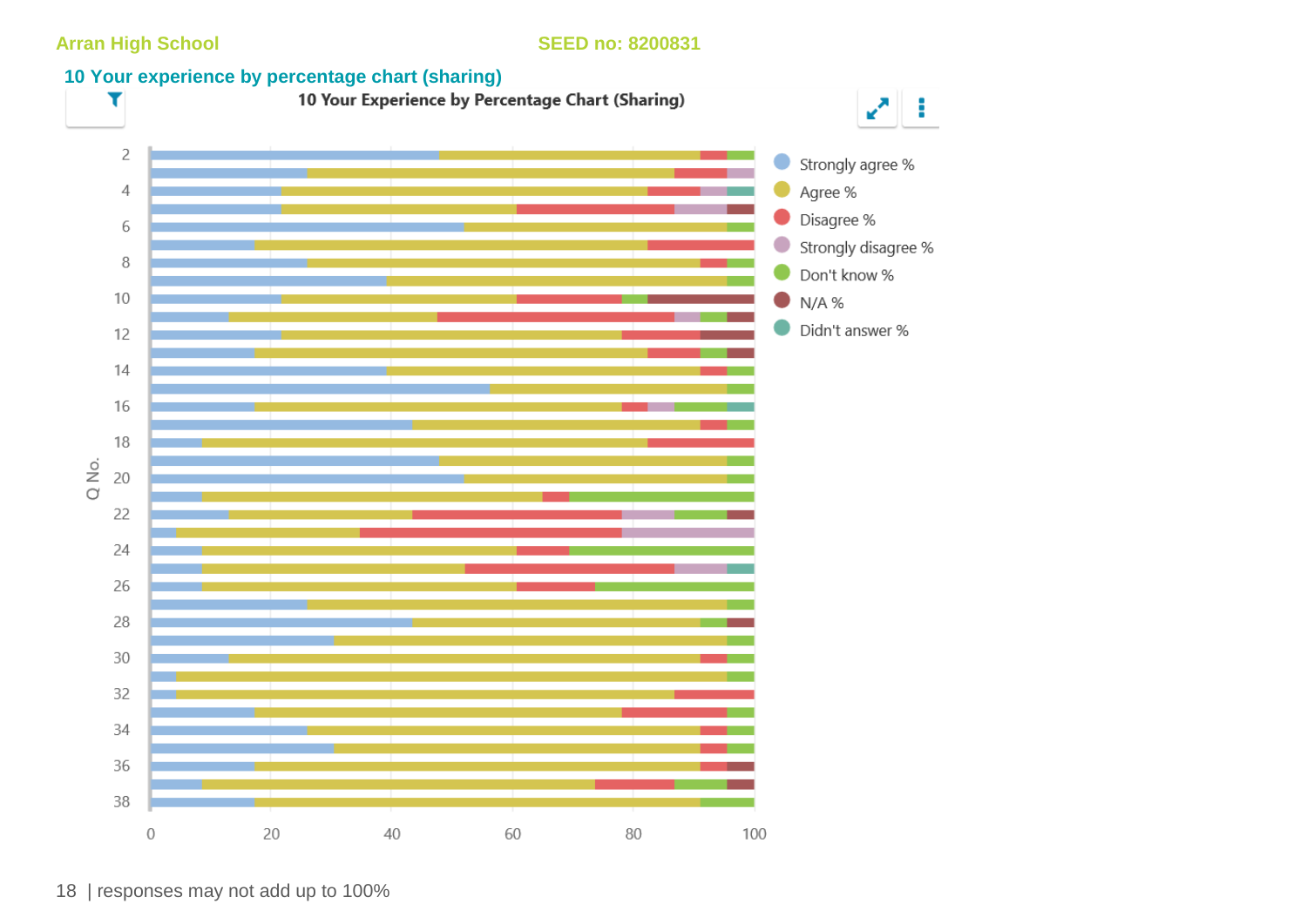Arran High School SEED no: 8200831

## 10 Your experience by percentage chart (sharing)

10 Your Experience by Percentage Chart (Sharing)

Strongly agree %
Agree %
Disagree %
Strongly disagree %
Don't know %
N/A %
Didn't answer %

Q No.

2
4
6
8
10
12
14
16
18
20
22
24
26
28
30
32
34
36
38

0 20 40 60 80 100

| responses may not add up to 100%